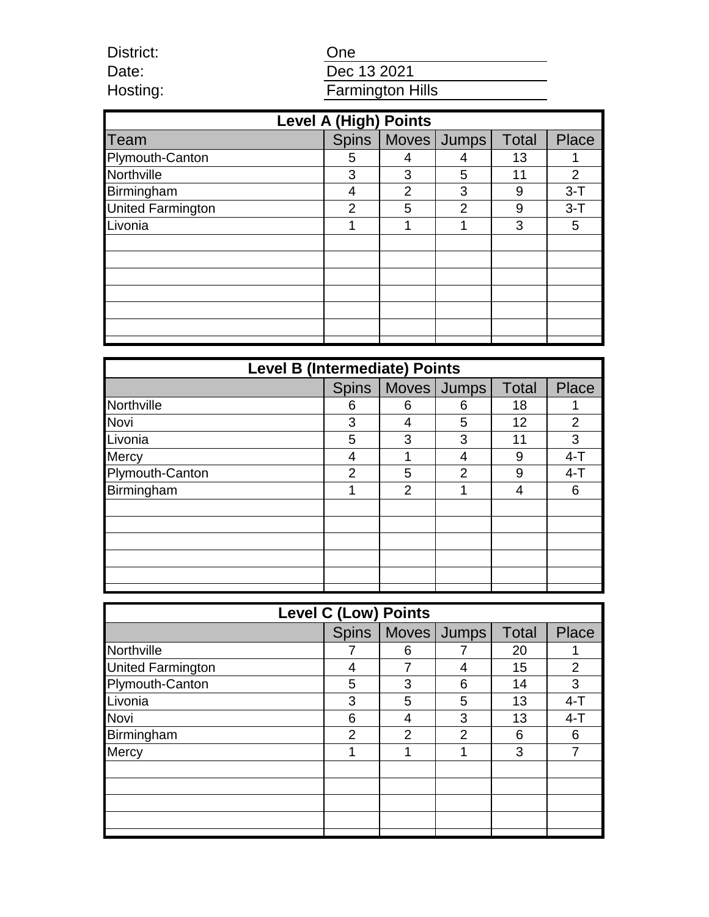District: One
Date: Dec 13 2021
Hosting: Farmington Hills

| Level A (High) Points | | | | | |
|---|---|---|---|---|---|
| Team | Spins | Moves | Jumps | Total | Place |
| Plymouth-Canton | 5 | 4 | 4 | 13 | 1 |
| Northville | 3 | 3 | 5 | 11 | 2 |
| Birmingham | 4 | 2 | 3 | 9 | 3-T |
| United Farmington | 2 | 5 | 2 | 9 | 3-T |
| Livonia | 1 | 1 | 1 | 3 | 5 |

| Level B (Intermediate) Points | | | | | |
|---|---|---|---|---|---|
| | Spins | Moves | Jumps | Total | Place |
| Northville | 6 | 6 | 6 | 18 | 1 |
| Novi | 3 | 4 | 5 | 12 | 2 |
| Livonia | 5 | 3 | 3 | 11 | 3 |
| Mercy | 4 | 1 | 4 | 9 | 4-T |
| Plymouth-Canton | 2 | 5 | 2 | 9 | 4-T |
| Birmingham | 1 | 2 | 1 | 4 | 6 |

| Level C (Low) Points | | | | | |
|---|---|---|---|---|---|
| | Spins | Moves | Jumps | Total | Place |
| Northville | 7 | 6 | 7 | 20 | 1 |
| United Farmington | 4 | 7 | 4 | 15 | 2 |
| Plymouth-Canton | 5 | 3 | 6 | 14 | 3 |
| Livonia | 3 | 5 | 5 | 13 | 4-T |
| Novi | 6 | 4 | 3 | 13 | 4-T |
| Birmingham | 2 | 2 | 2 | 6 | 6 |
| Mercy | 1 | 1 | 1 | 3 | 7 |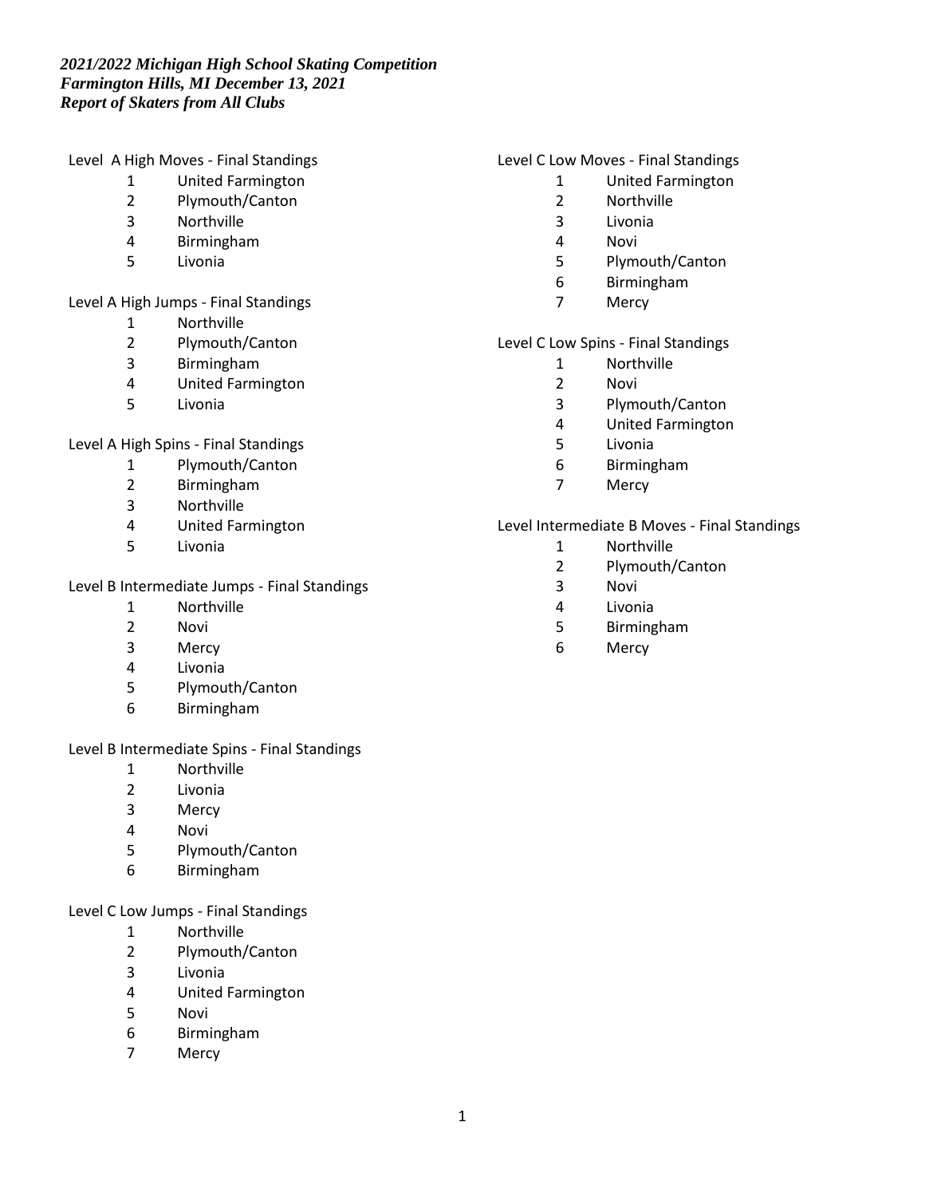*2021/2022 Michigan High School Skating Competition*
*Farmington Hills, MI December 13, 2021*
*Report of Skaters from All Clubs*

Level A High Moves - Final Standings

| | |
|---|---|
| 1 | United Farmington |
| 2 | Plymouth/Canton |
| 3 | Northville |
| 4 | Birmingham |
| 5 | Livonia |

Level A High Jumps - Final Standings

| | |
|---|---|
| 1 | Northville |
| 2 | Plymouth/Canton |
| 3 | Birmingham |
| 4 | United Farmington |
| 5 | Livonia |

Level A High Spins - Final Standings

| | |
|---|---|
| 1 | Plymouth/Canton |
| 2 | Birmingham |
| 3 | Northville |
| 4 | United Farmington |
| 5 | Livonia |

Level B Intermediate Jumps - Final Standings

| | |
|---|---|
| 1 | Northville |
| 2 | Novi |
| 3 | Mercy |
| 4 | Livonia |
| 5 | Plymouth/Canton |
| 6 | Birmingham |

Level B Intermediate Spins - Final Standings

| | |
|---|---|
| 1 | Northville |
| 2 | Livonia |
| 3 | Mercy |
| 4 | Novi |
| 5 | Plymouth/Canton |
| 6 | Birmingham |

Level C Low Jumps - Final Standings

| | |
|---|---|
| 1 | Northville |
| 2 | Plymouth/Canton |
| 3 | Livonia |
| 4 | United Farmington |
| 5 | Novi |
| 6 | Birmingham |
| 7 | Mercy |

Level C Low Moves - Final Standings

| | |
|---|---|
| 1 | United Farmington |
| 2 | Northville |
| 3 | Livonia |
| 4 | Novi |
| 5 | Plymouth/Canton |
| 6 | Birmingham |
| 7 | Mercy |

Level C Low Spins - Final Standings

| | |
|---|---|
| 1 | Northville |
| 2 | Novi |
| 3 | Plymouth/Canton |
| 4 | United Farmington |
| 5 | Livonia |
| 6 | Birmingham |
| 7 | Mercy |

Level Intermediate B Moves - Final Standings

| | |
|---|---|
| 1 | Northville |
| 2 | Plymouth/Canton |
| 3 | Novi |
| 4 | Livonia |
| 5 | Birmingham |
| 6 | Mercy |